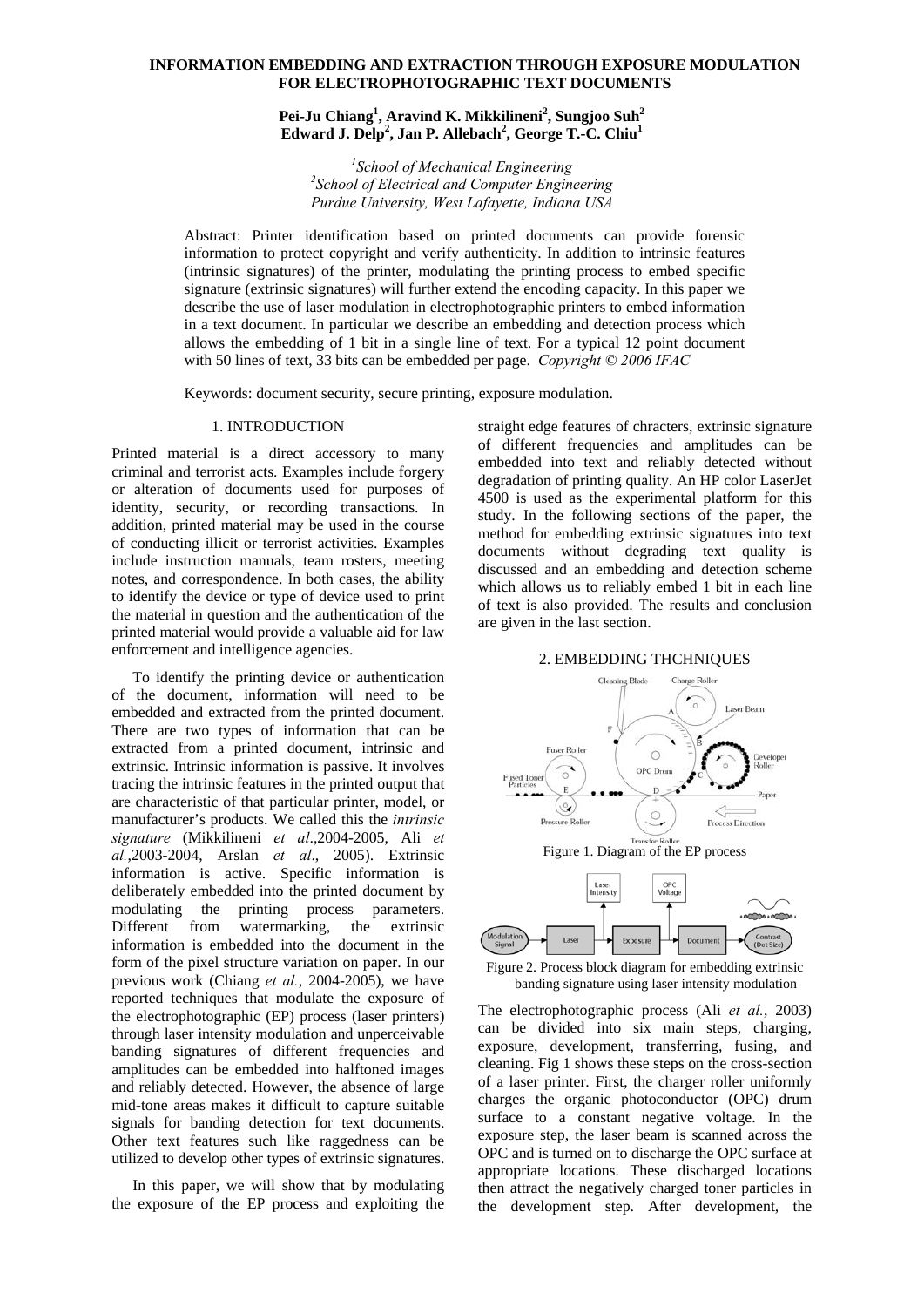# INFORMATION EMBEDDING AND EXTRACTION THROUGH EXPOSURE MODULATION FOR ELECTROPHOTOGRAPHIC TEXT DOCUMENTS

**Pei-Ju Chiang[1], Aravind K. Mikkilineni[2], Sungjoo Suh[2]**
**Edward J. Delp[2], Jan P. Allebach[2], George T.-C. Chiu[1]**

*[1]School of Mechanical Engineering*
*[2]School of Electrical and Computer Engineering*
*Purdue University, West Lafayette, Indiana USA*

Abstract: Printer identification based on printed documents can provide forensic information to protect copyright and verify authenticity. In addition to intrinsic features (intrinsic signatures) of the printer, modulating the printing process to embed specific signature (extrinsic signatures) will further extend the encoding capacity. In this paper we describe the use of laser modulation in electrophotographic printers to embed information in a text document. In particular we describe an embedding and detection process which allows the embedding of 1 bit in a single line of text. For a typical 12 point document with 50 lines of text, 33 bits can be embedded per page. *Copyright © 2006 IFAC*

Keywords: document security, secure printing, exposure modulation.

## 1. INTRODUCTION

Printed material is a direct accessory to many criminal and terrorist acts. Examples include forgery or alteration of documents used for purposes of identity, security, or recording transactions. In addition, printed material may be used in the course of conducting illicit or terrorist activities. Examples include instruction manuals, team rosters, meeting notes, and correspondence. In both cases, the ability to identify the device or type of device used to print the material in question and the authentication of the printed material would provide a valuable aid for law enforcement and intelligence agencies.

To identify the printing device or authentication of the document, information will need to be embedded and extracted from the printed document. There are two types of information that can be extracted from a printed document, intrinsic and extrinsic. Intrinsic information is passive. It involves tracing the intrinsic features in the printed output that are characteristic of that particular printer, model, or manufacturer's products. We called this the *intrinsic signature* (Mikkilineni *et al*.,2004-2005, Ali *et al.*,2003-2004, Arslan *et al*., 2005). Extrinsic information is active. Specific information is deliberately embedded into the printed document by modulating the printing process parameters. Different from watermarking, the extrinsic information is embedded into the document in the form of the pixel structure variation on paper. In our previous work (Chiang *et al.*, 2004-2005), we have reported techniques that modulate the exposure of the electrophotographic (EP) process (laser printers) through laser intensity modulation and unperceivable banding signatures of different frequencies and amplitudes can be embedded into halftoned images and reliably detected. However, the absence of large mid-tone areas makes it difficult to capture suitable signals for banding detection for text documents. Other text features such like raggedness can be utilized to develop other types of extrinsic signatures.

In this paper, we will show that by modulating the exposure of the EP process and exploiting the straight edge features of chracters, extrinsic signature of different frequencies and amplitudes can be embedded into text and reliably detected without degradation of printing quality. An HP color LaserJet 4500 is used as the experimental platform for this study. In the following sections of the paper, the method for embedding extrinsic signatures into text documents without degrading text quality is discussed and an embedding and detection scheme which allows us to reliably embed 1 bit in each line of text is also provided. The results and conclusion are given in the last section.

## 2. EMBEDDING THCHNIQUES

Figure 1. Diagram of the EP process

Figure 2. Process block diagram for embedding extrinsic banding signature using laser intensity modulation

The electrophotographic process (Ali *et al.*, 2003) can be divided into six main steps, charging, exposure, development, transferring, fusing, and cleaning. Fig 1 shows these steps on the cross-section of a laser printer. First, the charger roller uniformly charges the organic photoconductor (OPC) drum surface to a constant negative voltage. In the exposure step, the laser beam is scanned across the OPC and is turned on to discharge the OPC surface at appropriate locations. These discharged locations then attract the negatively charged toner particles in the development step. After development, the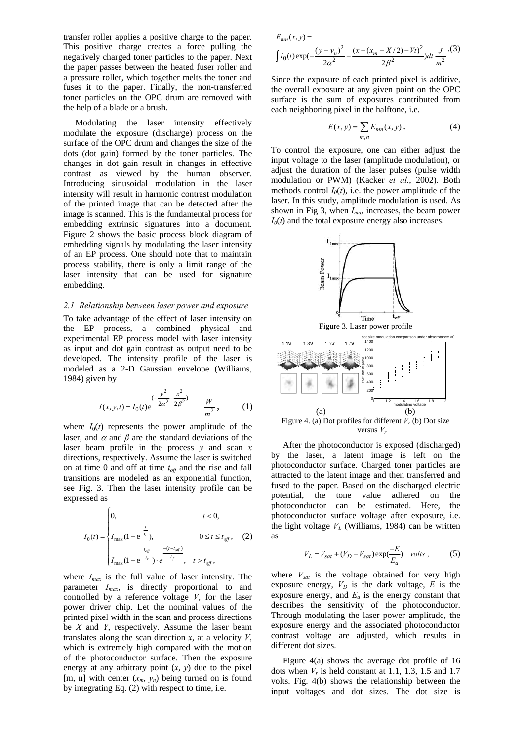transfer roller applies a positive charge to the paper. This positive charge creates a force pulling the negatively charged toner particles to the paper. Next the paper passes between the heated fuser roller and a pressure roller, which together melts the toner and fuses it to the paper. Finally, the non-transferred toner particles on the OPC drum are removed with the help of a blade or a brush.

Modulating the laser intensity effectively modulate the exposure (discharge) process on the surface of the OPC drum and changes the size of the dots (dot gain) formed by the toner particles. The changes in dot gain result in changes in effective contrast as viewed by the human observer. Introducing sinusoidal modulation in the laser intensity will result in harmonic contrast modulation of the printed image that can be detected after the image is scanned. This is the fundamental process for embedding extrinsic signatures into a document. Figure 2 shows the basic process block diagram of embedding signals by modulating the laser intensity of an EP process. One should note that to maintain process stability, there is only a limit range of the laser intensity that can be used for signature embedding.

### *2.1 Relationship between laser power and exposure*

To take advantage of the effect of laser intensity on the EP process, a combined physical and experimental EP process model with laser intensity as input and dot gain contrast as output need to be developed. The intensity profile of the laser is modeled as a 2-D Gaussian envelope (Williams, 1984) given by

$$I(x,y,t) = I_0(t)\mathrm{e}^{(-\frac{y^2}{2\alpha^2}-\frac{x^2}{2\beta^2})} \quad \frac{W}{m^2}, \tag{1}$$

where $I_0(t)$ represents the power amplitude of the laser, and $\alpha$ and $\beta$ are the standard deviations of the laser beam profile in the process $y$ and scan $x$ directions, respectively. Assume the laser is switched on at time 0 and off at time $t_{off}$ and the rise and fall transitions are modeled as an exponential function, see Fig. 3. Then the laser intensity profile can be expressed as

$$I_0(t) = \begin{cases} 0, & t < 0, \\ I_{\max}(1-\mathrm{e}^{-\frac{t}{t_r}}), & 0 \le t \le t_{off}, \\ I_{\max}(1-\mathrm{e}^{-\frac{t_{off}}{t_r}})\cdot e^{\frac{-(t-t_{off})}{t_f}}, & t > t_{off}, \end{cases} \tag{2}$$

where $I_{max}$ is the full value of laser intensity. The parameter $I_{max}$, is directly proportional to and controlled by a reference voltage $V_r$ for the laser power driver chip. Let the nominal values of the printed pixel width in the scan and process directions be $X$ and $Y$, respectively. Assume the laser beam translates along the scan direction $x$, at a velocity $V$, which is extremely high compared with the motion of the photoconductor surface. Then the exposure energy at any arbitrary point $(x, y)$ due to the pixel [m, n] with center $(x_m, y_n)$ being turned on is found by integrating Eq. (2) with respect to time, i.e.

$$E_{mn}(x,y) = \int I_0(t)\exp(-\frac{(y-y_n)^2}{2\alpha^2}-\frac{(x-(x_m-X/2)-Vt)^2}{2\beta^2})dt \ \frac{J}{m^2}. \tag{3}$$

Since the exposure of each printed pixel is additive, the overall exposure at any given point on the OPC surface is the sum of exposures contributed from each neighboring pixel in the halftone, i.e.

$$E(x,y) = \sum_{m,n} E_{mn}(x,y). \tag{4}$$

To control the exposure, one can either adjust the input voltage to the laser (amplitude modulation), or adjust the duration of the laser pulses (pulse width modulation or PWM) (Kacker *et al.*, 2002). Both methods control $I_0(t)$, i.e. the power amplitude of the laser. In this study, amplitude modulation is used. As shown in Fig 3, when $I_{max}$ increases, the beam power $I_0(t)$ and the total exposure energy also increases.

Figure 3. Laser power profile

Figure 4. (a) Dot profiles for different $V_r$ (b) Dot size versus $V_r$

After the photoconductor is exposed (discharged) by the laser, a latent image is left on the photoconductor surface. Charged toner particles are attracted to the latent image and then transferred and fused to the paper. Based on the discharged electric potential, the tone value adhered on the photoconductor can be estimated. Here, the photoconductor surface voltage after exposure, i.e. the light voltage $V_L$ (Williams, 1984) can be written as

$$V_L = V_{sat} + (V_D - V_{sat})\exp(\frac{-E}{E_a}) \quad volts, \tag{5}$$

where $V_{sat}$ is the voltage obtained for very high exposure energy, $V_D$ is the dark voltage, $E$ is the exposure energy, and $E_a$ is the energy constant that describes the sensitivity of the photoconductor. Through modulating the laser power amplitude, the exposure energy and the associated photoconductor contrast voltage are adjusted, which results in different dot sizes.

Figure 4(a) shows the average dot profile of 16 dots when $V_r$ is held constant at 1.1, 1.3, 1.5 and 1.7 volts. Fig. 4(b) shows the relationship between the input voltages and dot sizes. The dot size is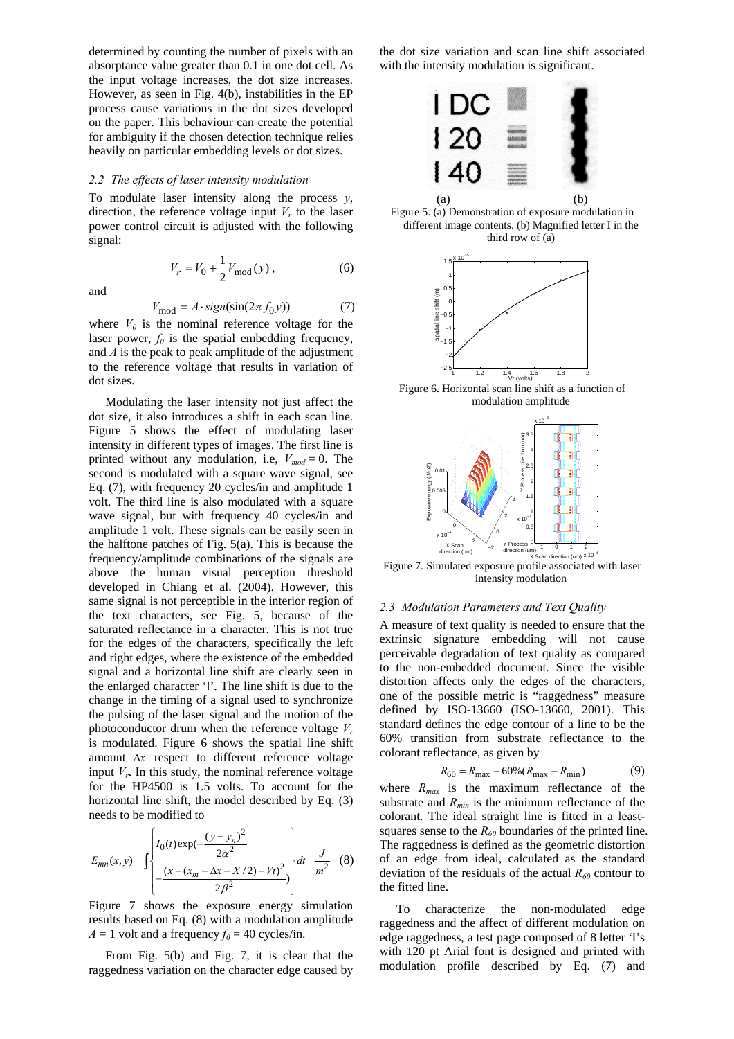determined by counting the number of pixels with an absorptance value greater than 0.1 in one dot cell. As the input voltage increases, the dot size increases. However, as seen in Fig. 4(b), instabilities in the EP process cause variations in the dot sizes developed on the paper. This behaviour can create the potential for ambiguity if the chosen detection technique relies heavily on particular embedding levels or dot sizes.

### *2.2 The effects of laser intensity modulation*

To modulate laser intensity along the process *y*, direction, the reference voltage input $V_r$ to the laser power control circuit is adjusted with the following signal:

$$V_r = V_0 + \frac{1}{2} V_{\text{mod}}(y), \tag{6}$$

and

$$V_{\text{mod}} = A \cdot sign(\sin(2\pi f_0 y)) \tag{7}$$

where $V_0$ is the nominal reference voltage for the laser power, $f_0$ is the spatial embedding frequency, and $A$ is the peak to peak amplitude of the adjustment to the reference voltage that results in variation of dot sizes.

Modulating the laser intensity not just affect the dot size, it also introduces a shift in each scan line. Figure 5 shows the effect of modulating laser intensity in different types of images. The first line is printed without any modulation, i.e, $V_{mod} = 0$. The second is modulated with a square wave signal, see Eq. (7), with frequency 20 cycles/in and amplitude 1 volt. The third line is also modulated with a square wave signal, but with frequency 40 cycles/in and amplitude 1 volt. These signals can be easily seen in the halftone patches of Fig. 5(a). This is because the frequency/amplitude combinations of the signals are above the human visual perception threshold developed in Chiang et al. (2004). However, this same signal is not perceptible in the interior region of the text characters, see Fig. 5, because of the saturated reflectance in a character. This is not true for the edges of the characters, specifically the left and right edges, where the existence of the embedded signal and a horizontal line shift are clearly seen in the enlarged character 'I'. The line shift is due to the change in the timing of a signal used to synchronize the pulsing of the laser signal and the motion of the photoconductor drum when the reference voltage $V_r$ is modulated. Figure 6 shows the spatial line shift amount $\Delta x$ respect to different reference voltage input $V_r$. In this study, the nominal reference voltage for the HP4500 is 1.5 volts. To account for the horizontal line shift, the model described by Eq. (3) needs to be modified to

$$E_{mn}(x,y) = \int \left\{ I_0(t) \exp\left(-\frac{(y-y_n)^2}{2\alpha^2} - \frac{(x-(x_m - \Delta x - X/2) - Vt)^2}{2\beta^2}\right) \right\} dt \quad \frac{J}{m^2} \tag{8}$$

Figure 7 shows the exposure energy simulation results based on Eq. (8) with a modulation amplitude $A = 1$ volt and a frequency $f_0 = 40$ cycles/in.

From Fig. 5(b) and Fig. 7, it is clear that the raggedness variation on the character edge caused by the dot size variation and scan line shift associated with the intensity modulation is significant.

Figure 5. (a) Demonstration of exposure modulation in different image contents. (b) Magnified letter I in the third row of (a)

Figure 6. Horizontal scan line shift as a function of modulation amplitude

Figure 7. Simulated exposure profile associated with laser intensity modulation

### *2.3 Modulation Parameters and Text Quality*

A measure of text quality is needed to ensure that the extrinsic signature embedding will not cause perceivable degradation of text quality as compared to the non-embedded document. Since the visible distortion affects only the edges of the characters, one of the possible metric is "raggedness" measure defined by ISO-13660 (ISO-13660, 2001). This standard defines the edge contour of a line to be the 60% transition from substrate reflectance to the colorant reflectance, as given by

$$R_{60} = R_{\max} - 60\%(R_{\max} - R_{\min}) \tag{9}$$

where $R_{max}$ is the maximum reflectance of the substrate and $R_{min}$ is the minimum reflectance of the colorant. The ideal straight line is fitted in a least-squares sense to the $R_{60}$ boundaries of the printed line. The raggedness is defined as the geometric distortion of an edge from ideal, calculated as the standard deviation of the residuals of the actual $R_{60}$ contour to the fitted line.

To characterize the non-modulated edge raggedness and the affect of different modulation on edge raggedness, a test page composed of 8 letter 'I's with 120 pt Arial font is designed and printed with modulation profile described by Eq. (7) and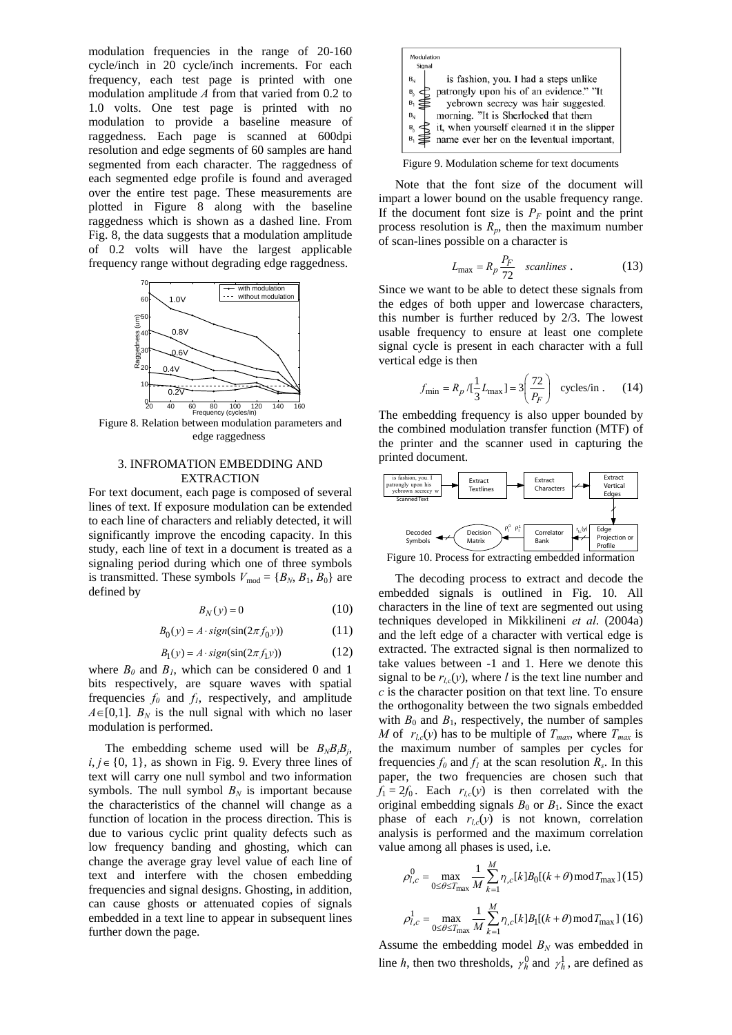modulation frequencies in the range of 20-160 cycle/inch in 20 cycle/inch increments. For each frequency, each test page is printed with one modulation amplitude $A$ from that varied from 0.2 to 1.0 volts. One test page is printed with no modulation to provide a baseline measure of raggedness. Each page is scanned at 600dpi resolution and edge segments of 60 samples are hand segmented from each character. The raggedness of each segmented edge profile is found and averaged over the entire test page. These measurements are plotted in Figure 8 along with the baseline raggedness which is shown as a dashed line. From Fig. 8, the data suggests that a modulation amplitude of 0.2 volts will have the largest applicable frequency range without degrading edge raggedness.

Figure 8. Relation between modulation parameters and edge raggedness

## 3. INFROMATION EMBEDDING AND EXTRACTION

For text document, each page is composed of several lines of text. If exposure modulation can be extended to each line of characters and reliably detected, it will significantly improve the encoding capacity. In this study, each line of text in a document is treated as a signaling period during which one of three symbols is transmitted. These symbols $V_{\text{mod}} = \{B_N, B_1, B_0\}$ are defined by

$$B_N(y) = 0 \tag{10}$$

$$B_0(y) = A \cdot sign(\sin(2\pi f_0 y)) \tag{11}$$

$$B_1(y) = A \cdot sign(\sin(2\pi f_1 y)) \tag{12}$$

where $B_0$ and $B_1$, which can be considered 0 and 1 bits respectively, are square waves with spatial frequencies $f_0$ and $f_1$, respectively, and amplitude $A \in [0,1]$. $B_N$ is the null signal with which no laser modulation is performed.

The embedding scheme used will be $B_N B_i B_j$, $i, j \in \{0, 1\}$, as shown in Fig. 9. Every three lines of text will carry one null symbol and two information symbols. The null symbol $B_N$ is important because the characteristics of the channel will change as a function of location in the process direction. This is due to various cyclic print quality defects such as low frequency banding and ghosting, which can change the average gray level value of each line of text and interfere with the chosen embedding frequencies and signal designs. Ghosting, in addition, can cause ghosts or attenuated copies of signals embedded in a text line to appear in subsequent lines further down the page.

Figure 9. Modulation scheme for text documents

Note that the font size of the document will impart a lower bound on the usable frequency range. If the document font size is $P_F$ point and the print process resolution is $R_p$, then the maximum number of scan-lines possible on a character is

$$L_{\max} = R_p \frac{P_F}{72} \quad scanlines\,. \tag{13}$$

Since we want to be able to detect these signals from the edges of both upper and lowercase characters, this number is further reduced by 2/3. The lowest usable frequency to ensure at least one complete signal cycle is present in each character with a full vertical edge is then

$$f_{\min} = R_p / [\frac{1}{3} L_{\max}] = 3\left(\frac{72}{P_F}\right) \quad \text{cycles/in}\,. \tag{14}$$

The embedding frequency is also upper bounded by the combined modulation transfer function (MTF) of the printer and the scanner used in capturing the printed document.

Figure 10. Process for extracting embedded information

The decoding process to extract and decode the embedded signals is outlined in Fig. 10. All characters in the line of text are segmented out using techniques developed in Mikkilineni *et al*. (2004a) and the left edge of a character with vertical edge is extracted. The extracted signal is then normalized to take values between -1 and 1. Here we denote this signal to be $r_{l,c}(y)$, where $l$ is the text line number and $c$ is the character position on that text line. To ensure the orthogonality between the two signals embedded with $B_0$ and $B_1$, respectively, the number of samples $M$ of $r_{l,c}(y)$ has to be multiple of $T_{max}$, where $T_{max}$ is the maximum number of samples per cycles for frequencies $f_0$ and $f_1$ at the scan resolution $R_s$. In this paper, the two frequencies are chosen such that $f_1 = 2 f_0$. Each $r_{l,c}(y)$ is then correlated with the original embedding signals $B_0$ or $B_1$. Since the exact phase of each $r_{l,c}(y)$ is not known, correlation analysis is performed and the maximum correlation value among all phases is used, i.e.

$$\rho^0_{l,c} = \max_{0 \le \theta \le T_{\max}} \frac{1}{M} \sum_{k=1}^{M} r_{l,c}[k] B_0[(k+\theta) \bmod T_{\max}] \tag{15}$$

$$\rho^1_{l,c} = \max_{0 \le \theta \le T_{\max}} \frac{1}{M} \sum_{k=1}^{M} r_{l,c}[k] B_1[(k+\theta) \bmod T_{\max}] \tag{16}$$

Assume the embedding model $B_N$ was embedded in line $h$, then two thresholds, $\gamma^0_h$ and $\gamma^1_h$, are defined as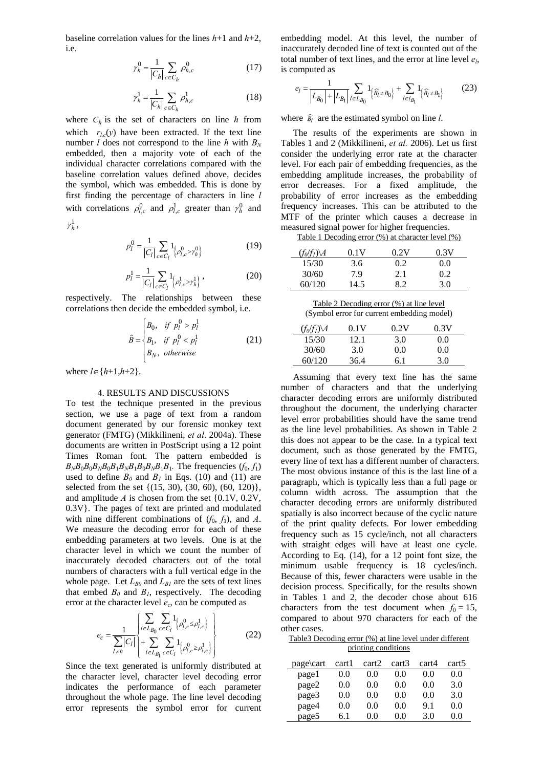baseline correlation values for the lines $h$+1 and $h$+2, i.e.

$$\gamma_h^0 = \frac{1}{|C_h|} \sum_{c \in C_h} \rho_{h,c}^0 \tag{17}$$

$$\gamma_h^1 = \frac{1}{|C_h|} \sum_{c \in C_h} \rho_{h,c}^1 \tag{18}$$

where $C_h$ is the set of characters on line $h$ from which $r_{l,c}(y)$ have been extracted. If the text line number $l$ does not correspond to the line $h$ with $B_N$ embedded, then a majority vote of each of the individual character correlations compared with the baseline correlation values defined above, decides the symbol, which was embedded. This is done by first finding the percentage of characters in line $l$ with correlations $\rho_{l,c}^0$ and $\rho_{l,c}^1$ greater than $\gamma_h^0$ and $\gamma_h^1$,

$$p_l^0 = \frac{1}{|C_l|} \sum_{c \in C_l} 1_{\left\{\rho_{l,c}^0 > \gamma_h^0\right\}} \tag{19}$$

$$p_l^1 = \frac{1}{|C_l|} \sum_{c \in C_l} 1_{\left\{\rho_{l,c}^1 > \gamma_h^1\right\}}, \tag{20}$$

respectively. The relationships between these correlations then decide the embedded symbol, i.e.

$$\hat{B} = \begin{cases} B_0, & \text{if } p_l^0 > p_l^1 \\ B_1, & \text{if } p_l^0 < p_l^1 \\ B_N, & \text{otherwise} \end{cases} \tag{21}$$

where $l \in \{h+1, h+2\}$.

## 4. RESULTS AND DISCUSSIONS

To test the technique presented in the previous section, we use a page of text from a random document generated by our forensic monkey text generator (FMTG) (Mikkilineni, *et al*. 2004a). These documents are written in PostScript using a 12 point Times Roman font. The pattern embedded is $B_NB_0B_0B_NB_0B_1B_NB_1B_0B_NB_1B_1$. The frequencies $(f_0, f_1)$ used to define $B_0$ and $B_1$ in Eqs. (10) and (11) are selected from the set {(15, 30), (30, 60), (60, 120)}, and amplitude $A$ is chosen from the set {0.1V, 0.2V, 0.3V}. The pages of text are printed and modulated with nine different combinations of $(f_0, f_1)$, and $A$. We measure the decoding error for each of these embedding parameters at two levels. One is at the character level in which we count the number of inaccurately decoded characters out of the total numbers of characters with a full vertical edge in the whole page. Let $L_{B0}$ and $L_{B1}$ are the sets of text lines that embed $B_0$ and $B_1$, respectively. The decoding error at the character level $e_c$, can be computed as

$$e_c = \frac{1}{\sum_{l \neq h} |C_l|} \left\{ \begin{aligned} &\sum_{l \in L_{B_0}} \sum_{c \in C_l} 1_{\left\{\rho_{l,c}^0 \le \rho_{l,c}^1\right\}} \\ &+ \sum_{l \in L_{B_1}} \sum_{c \in C_l} 1_{\left\{\rho_{l,c}^0 \ge \rho_{l,c}^1\right\}} \end{aligned} \right\} \tag{22}$$

Since the text generated is uniformly distributed at the character level, character level decoding error indicates the performance of each parameter throughout the whole page. The line level decoding error represents the symbol error for current embedding model. At this level, the number of inaccurately decoded line of text is counted out of the total number of text lines, and the error at line level $e_l$, is computed as

$$e_l = \frac{1}{|L_{B_0}| + |L_{B_1}|} \sum_{l \in L_{B_0}} 1_{\left\{\widehat{B}_l \neq B_0\right\}} + \sum_{l \in L_{B_1}} 1_{\left\{\widehat{B}_l \neq B_1\right\}} \tag{23}$$

where $\widehat{B}_l$ are the estimated symbol on line $l$.

The results of the experiments are shown in Tables 1 and 2 (Mikkilineni, *et al.* 2006). Let us first consider the underlying error rate at the character level. For each pair of embedding frequencies, as the embedding amplitude increases, the probability of error decreases. For a fixed amplitude, the probability of error increases as the embedding frequency increases. This can be attributed to the MTF of the printer which causes a decrease in measured signal power for higher frequencies.

Table 1 Decoding error (%) at character level (%)

| $(f_0/f_1)\backslash A$ | 0.1V | 0.2V | 0.3V |
|---|---|---|---|
| 15/30 | 3.6 | 0.2 | 0.0 |
| 30/60 | 7.9 | 2.1 | 0.2 |
| 60/120 | 14.5 | 8.2 | 3.0 |

Table 2 Decoding error (%) at line level (Symbol error for current embedding model)

| $(f_0/f_1)\backslash A$ | 0.1V | 0.2V | 0.3V |
|---|---|---|---|
| 15/30 | 12.1 | 3.0 | 0.0 |
| 30/60 | 3.0 | 0.0 | 0.0 |
| 60/120 | 36.4 | 6.1 | 3.0 |

Assuming that every text line has the same number of characters and that the underlying character decoding errors are uniformly distributed throughout the document, the underlying character level error probabilities should have the same trend as the line level probabilities. As shown in Table 2 this does not appear to be the case. In a typical text document, such as those generated by the FMTG, every line of text has a different number of characters. The most obvious instance of this is the last line of a paragraph, which is typically less than a full page or column width across. The assumption that the character decoding errors are uniformly distributed spatially is also incorrect because of the cyclic nature of the print quality defects. For lower embedding frequency such as 15 cycle/inch, not all characters with straight edges will have at least one cycle. According to Eq. (14), for a 12 point font size, the minimum usable frequency is 18 cycles/inch. Because of this, fewer characters were usable in the decision process. Specifically, for the results shown in Tables 1 and 2, the decoder chose about 616 characters from the test document when $f_0 = 15$, compared to about 970 characters for each of the other cases.

Table3 Decoding error (%) at line level under different printing conditions

| page\cart | cart1 | cart2 | cart3 | cart4 | cart5 |
|---|---|---|---|---|---|
| page1 | 0.0 | 0.0 | 0.0 | 0.0 | 0.0 |
| page2 | 0.0 | 0.0 | 0.0 | 0.0 | 3.0 |
| page3 | 0.0 | 0.0 | 0.0 | 0.0 | 3.0 |
| page4 | 0.0 | 0.0 | 0.0 | 9.1 | 0.0 |
| page5 | 6.1 | 0.0 | 0.0 | 3.0 | 0.0 |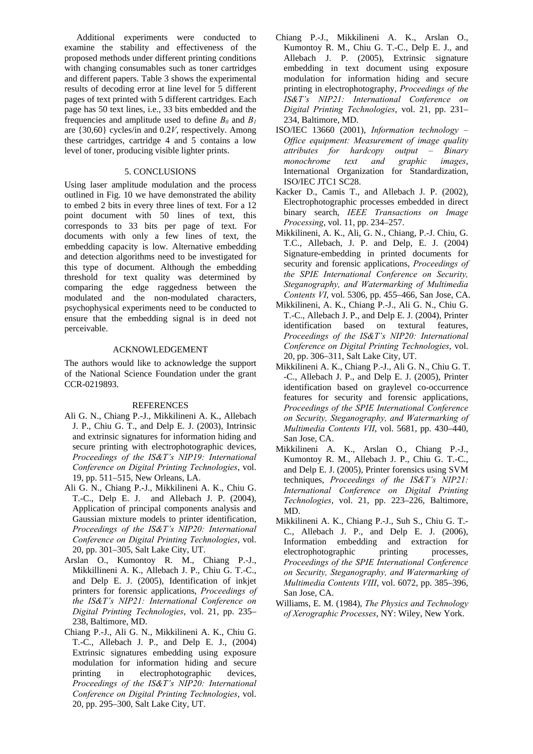Additional experiments were conducted to examine the stability and effectiveness of the proposed methods under different printing conditions with changing consumables such as toner cartridges and different papers. Table 3 shows the experimental results of decoding error at line level for 5 different pages of text printed with 5 different cartridges. Each page has 50 text lines, i.e., 33 bits embedded and the frequencies and amplitude used to define $B_0$ and $B_1$ are {30,60} cycles/in and $0.2V$, respectively. Among these cartridges, cartridge 4 and 5 contains a low level of toner, producing visible lighter prints.

## 5. CONCLUSIONS

Using laser amplitude modulation and the process outlined in Fig. 10 we have demonstrated the ability to embed 2 bits in every three lines of text. For a 12 point document with 50 lines of text, this corresponds to 33 bits per page of text. For documents with only a few lines of text, the embedding capacity is low. Alternative embedding and detection algorithms need to be investigated for this type of document. Although the embedding threshold for text quality was determined by comparing the edge raggedness between the modulated and the non-modulated characters, psychophysical experiments need to be conducted to ensure that the embedding signal is in deed not perceivable.

## ACKNOWLEDGEMENT

The authors would like to acknowledge the support of the National Science Foundation under the grant CCR-0219893.

## REFERENCES

Ali G. N., Chiang P.-J., Mikkilineni A. K., Allebach J. P., Chiu G. T., and Delp E. J. (2003), Intrinsic and extrinsic signatures for information hiding and secure printing with electrophotographic devices, *Proceedings of the IS&T's NIP19: International Conference on Digital Printing Technologies*, vol. 19, pp. 511–515, New Orleans, LA.

Ali G. N., Chiang P.-J., Mikkilineni A. K., Chiu G. T.-C., Delp E. J. and Allebach J. P. (2004), Application of principal components analysis and Gaussian mixture models to printer identification, *Proceedings of the IS&T's NIP20: International Conference on Digital Printing Technologies*, vol. 20, pp. 301–305, Salt Lake City, UT.

Arslan O., Kumontoy R. M., Chiang P.-J., Mikkillineni A. K., Allebach J. P., Chiu G. T.-C., and Delp E. J. (2005), Identification of inkjet printers for forensic applications, *Proceedings of the IS&T's NIP21: International Conference on Digital Printing Technologies*, vol. 21, pp. 235–238, Baltimore, MD.

Chiang P.-J., Ali G. N., Mikkilineni A. K., Chiu G. T.-C., Allebach J. P., and Delp E. J., (2004) Extrinsic signatures embedding using exposure modulation for information hiding and secure printing in electrophotographic devices, *Proceedings of the IS&T's NIP20: International Conference on Digital Printing Technologies*, vol. 20, pp. 295–300, Salt Lake City, UT.

Chiang P.-J., Mikkilineni A. K., Arslan O., Kumontoy R. M., Chiu G. T.-C., Delp E. J., and Allebach J. P. (2005), Extrinsic signature embedding in text document using exposure modulation for information hiding and secure printing in electrophotography, *Proceedings of the IS&T's NIP21: International Conference on Digital Printing Technologies*, vol. 21, pp. 231–234, Baltimore, MD.

ISO/IEC 13660 (2001), *Information technology – Office equipment: Measurement of image quality attributes for hardcopy output – Binary monochrome text and graphic images*, International Organization for Standardization, ISO/IEC JTC1 SC28.

Kacker D., Camis T., and Allebach J. P. (2002), Electrophotographic processes embedded in direct binary search, *IEEE Transactions on Image Processing*, vol. 11, pp. 234–257.

Mikkilineni, A. K., Ali, G. N., Chiang, P.-J. Chiu, G. T.C., Allebach, J. P. and Delp, E. J. (2004) Signature-embedding in printed documents for security and forensic applications, *Proceedings of the SPIE International Conference on Security, Steganography, and Watermarking of Multimedia Contents VI*, vol. 5306, pp. 455–466, San Jose, CA.

Mikkilineni, A. K., Chiang P.-J., Ali G. N., Chiu G. T.-C., Allebach J. P., and Delp E. J. (2004), Printer identification based on textural features, *Proceedings of the IS&T's NIP20: International Conference on Digital Printing Technologies*, vol. 20, pp. 306–311, Salt Lake City, UT.

Mikkilineni A. K., Chiang P.-J., Ali G. N., Chiu G. T. -C., Allebach J. P., and Delp E. J. (2005), Printer identification based on graylevel co-occurrence features for security and forensic applications, *Proceedings of the SPIE International Conference on Security, Steganography, and Watermarking of Multimedia Contents VII*, vol. 5681, pp. 430–440, San Jose, CA.

Mikkilineni A. K., Arslan O., Chiang P.-J., Kumontoy R. M., Allebach J. P., Chiu G. T.-C., and Delp E. J. (2005), Printer forensics using SVM techniques, *Proceedings of the IS&T's NIP21: International Conference on Digital Printing Technologies*, vol. 21, pp. 223–226, Baltimore, MD.

Mikkilineni A. K., Chiang P.-J., Suh S., Chiu G. T.-C., Allebach J. P., and Delp E. J. (2006), Information embedding and extraction for electrophotographic printing processes, *Proceedings of the SPIE International Conference on Security, Steganography, and Watermarking of Multimedia Contents VIII*, vol. 6072, pp. 385–396, San Jose, CA.

Williams, E. M. (1984), *The Physics and Technology of Xerographic Processes*, NY: Wiley, New York.